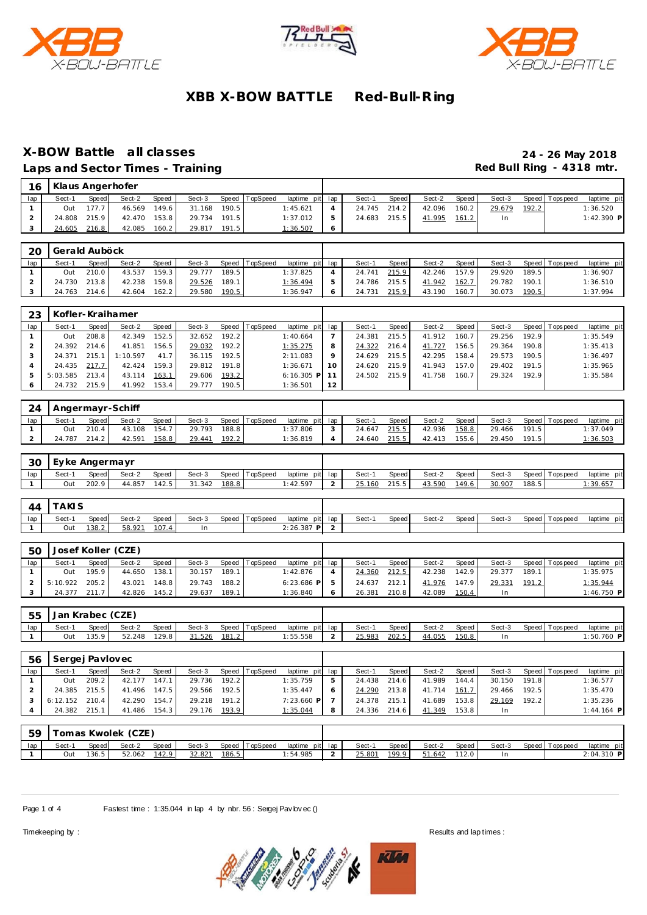# XBB X-BOW BATTLE Red-Bull-Ring

## X-BOW Battle all classes

## Laps and Sector Times - Training

**24 - 26 May 2018**

**Red Bull Ring - 4318 mtr.**

### 16 Klaus Angerhofer

| lap | Sect-1 | Speed | Sect-2 | Speed | Sect-3 | Speed | TopSpeed | laptime pit | lap | Sect-1 | Speed | Sect-2 | Speed | Sect-3 | Speed | Topspeed | laptime pit |
|---|---|---|---|---|---|---|---|---|---|---|---|---|---|---|---|---|---|
| 1 | Out | 177.7 | 46.569 | 149.6 | 31.168 | 190.5 | | 1:45.621 | 4 | 24.745 | 214.2 | 42.096 | 160.2 | 29.679 | 192.2 | | 1:36.520 |
| 2 | 24.808 | 215.9 | 42.470 | 153.8 | 29.734 | 191.5 | | 1:37.012 | 5 | 24.683 | 215.5 | 41.995 | 161.2 | In | | | 1:42.390 P |
| 3 | 24.605 | 216.8 | 42.085 | 160.2 | 29.817 | 191.5 | | 1:36.507 | 6 | | | | | | | | |

### 20 Gerald Auböck

| lap | Sect-1 | Speed | Sect-2 | Speed | Sect-3 | Speed | TopSpeed | laptime pit | lap | Sect-1 | Speed | Sect-2 | Speed | Sect-3 | Speed | Topspeed | laptime pit |
|---|---|---|---|---|---|---|---|---|---|---|---|---|---|---|---|---|---|
| 1 | Out | 210.0 | 43.537 | 159.3 | 29.777 | 189.5 | | 1:37.825 | 4 | 24.741 | 215.9 | 42.246 | 157.9 | 29.920 | 189.5 | | 1:36.907 |
| 2 | 24.730 | 213.8 | 42.238 | 159.8 | 29.526 | 189.1 | | 1:36.494 | 5 | 24.786 | 215.5 | 41.942 | 162.7 | 29.782 | 190.1 | | 1:36.510 |
| 3 | 24.763 | 214.6 | 42.604 | 162.2 | 29.580 | 190.5 | | 1:36.947 | 6 | 24.731 | 215.9 | 43.190 | 160.7 | 30.073 | 190.5 | | 1:37.994 |

### 23 Kofler-Kraihamer

| lap | Sect-1 | Speed | Sect-2 | Speed | Sect-3 | Speed | TopSpeed | laptime pit | lap | Sect-1 | Speed | Sect-2 | Speed | Sect-3 | Speed | Topspeed | laptime pit |
|---|---|---|---|---|---|---|---|---|---|---|---|---|---|---|---|---|---|
| 1 | Out | 208.8 | 42.349 | 152.5 | 32.652 | 192.2 | | 1:40.664 | 7 | 24.381 | 215.5 | 41.912 | 160.7 | 29.256 | 192.9 | | 1:35.549 |
| 2 | 24.392 | 214.6 | 41.851 | 156.5 | 29.032 | 192.2 | | 1:35.275 | 8 | 24.322 | 216.4 | 41.727 | 156.5 | 29.364 | 190.8 | | 1:35.413 |
| 3 | 24.371 | 215.1 | 1:10.597 | 41.7 | 36.115 | 192.5 | | 2:11.083 | 9 | 24.629 | 215.5 | 42.295 | 158.4 | 29.573 | 190.5 | | 1:36.497 |
| 4 | 24.435 | 217.7 | 42.424 | 159.3 | 29.812 | 191.8 | | 1:36.671 | 10 | 24.620 | 215.9 | 41.943 | 157.0 | 29.402 | 191.5 | | 1:35.965 |
| 5 | 5:03.585 | 213.4 | 43.114 | 163.1 | 29.606 | 193.2 | | 6:16.305 P | 11 | 24.502 | 215.9 | 41.758 | 160.7 | 29.324 | 192.9 | | 1:35.584 |
| 6 | 24.732 | 215.9 | 41.992 | 153.4 | 29.777 | 190.5 | | 1:36.501 | 12 | | | | | | | | |

### 24 Angermayr-Schiff

| lap | Sect-1 | Speed | Sect-2 | Speed | Sect-3 | Speed | TopSpeed | laptime pit | lap | Sect-1 | Speed | Sect-2 | Speed | Sect-3 | Speed | Topspeed | laptime pit |
|---|---|---|---|---|---|---|---|---|---|---|---|---|---|---|---|---|---|
| 1 | Out | 210.4 | 43.108 | 154.7 | 29.793 | 188.8 | | 1:37.806 | 3 | 24.647 | 215.5 | 42.936 | 158.8 | 29.466 | 191.5 | | 1:37.049 |
| 2 | 24.787 | 214.2 | 42.591 | 158.8 | 29.441 | 192.2 | | 1:36.819 | 4 | 24.640 | 215.5 | 42.413 | 155.6 | 29.450 | 191.5 | | 1:36.503 |

### 30 Eyke Angermayr

| lap | Sect-1 | Speed | Sect-2 | Speed | Sect-3 | Speed | TopSpeed | laptime pit | lap | Sect-1 | Speed | Sect-2 | Speed | Sect-3 | Speed | Topspeed | laptime pit |
|---|---|---|---|---|---|---|---|---|---|---|---|---|---|---|---|---|---|
| 1 | Out | 202.9 | 44.857 | 142.5 | 31.342 | 188.8 | | 1:42.597 | 2 | 25.160 | 215.5 | 43.590 | 149.6 | 30.907 | 188.5 | | 1:39.657 |

### 44 TAKIS

| lap | Sect-1 | Speed | Sect-2 | Speed | Sect-3 | Speed | TopSpeed | laptime pit | lap | Sect-1 | Speed | Sect-2 | Speed | Sect-3 | Speed | Topspeed | laptime pit |
|---|---|---|---|---|---|---|---|---|---|---|---|---|---|---|---|---|---|
| 1 | Out | 138.2 | 58.921 | 107.4 | In | | | 2:26.387 P | 2 | | | | | | | | |

### 50 Josef Koller (CZE)

| lap | Sect-1 | Speed | Sect-2 | Speed | Sect-3 | Speed | TopSpeed | laptime pit | lap | Sect-1 | Speed | Sect-2 | Speed | Sect-3 | Speed | Topspeed | laptime pit |
|---|---|---|---|---|---|---|---|---|---|---|---|---|---|---|---|---|---|
| 1 | Out | 195.9 | 44.650 | 138.1 | 30.157 | 189.1 | | 1:42.876 | 4 | 24.360 | 212.5 | 42.238 | 142.9 | 29.377 | 189.1 | | 1:35.975 |
| 2 | 5:10.922 | 205.2 | 43.021 | 148.8 | 29.743 | 188.2 | | 6:23.686 P | 5 | 24.637 | 212.1 | 41.976 | 147.9 | 29.331 | 191.2 | | 1:35.944 |
| 3 | 24.377 | 211.7 | 42.826 | 145.2 | 29.637 | 189.1 | | 1:36.840 | 6 | 26.381 | 210.8 | 42.089 | 150.4 | In | | | 1:46.750 P |

### 55 Jan Krabec (CZE)

| lap | Sect-1 | Speed | Sect-2 | Speed | Sect-3 | Speed | TopSpeed | laptime pit | lap | Sect-1 | Speed | Sect-2 | Speed | Sect-3 | Speed | Topspeed | laptime pit |
|---|---|---|---|---|---|---|---|---|---|---|---|---|---|---|---|---|---|
| 1 | Out | 135.9 | 52.248 | 129.8 | 31.526 | 181.2 | | 1:55.558 | 2 | 25.983 | 202.5 | 44.055 | 150.8 | In | | | 1:50.760 P |

### 56 Sergej Pavlovec

| lap | Sect-1 | Speed | Sect-2 | Speed | Sect-3 | Speed | TopSpeed | laptime pit | lap | Sect-1 | Speed | Sect-2 | Speed | Sect-3 | Speed | Topspeed | laptime pit |
|---|---|---|---|---|---|---|---|---|---|---|---|---|---|---|---|---|---|
| 1 | Out | 209.2 | 42.177 | 147.1 | 29.736 | 192.2 | | 1:35.759 | 5 | 24.438 | 214.6 | 41.989 | 144.4 | 30.150 | 191.8 | | 1:36.577 |
| 2 | 24.385 | 215.5 | 41.496 | 147.5 | 29.566 | 192.5 | | 1:35.447 | 6 | 24.290 | 213.8 | 41.714 | 161.7 | 29.466 | 192.5 | | 1:35.470 |
| 3 | 6:12.152 | 210.4 | 42.290 | 154.7 | 29.218 | 191.2 | | 7:23.660 P | 7 | 24.378 | 215.1 | 41.689 | 153.8 | 29.169 | 192.2 | | 1:35.236 |
| 4 | 24.382 | 215.1 | 41.486 | 154.3 | 29.176 | 193.9 | | 1:35.044 | 8 | 24.336 | 214.6 | 41.349 | 153.8 | In | | | 1:44.164 P |

### 59 Tomas Kwolek (CZE)

| lap | Sect-1 | Speed | Sect-2 | Speed | Sect-3 | Speed | TopSpeed | laptime pit | lap | Sect-1 | Speed | Sect-2 | Speed | Sect-3 | Speed | Topspeed | laptime pit |
|---|---|---|---|---|---|---|---|---|---|---|---|---|---|---|---|---|---|
| 1 | Out | 136.5 | 52.062 | 142.9 | 32.821 | 186.5 | | 1:54.985 | 2 | 25.801 | 199.9 | 51.642 | 112.0 | In | | | 2:04.310 P |

Fastest time : 1:35.044 in lap 4 by nbr. 56 : Sergej Pavlovec ()

Timekeeping by :

Results and lap times :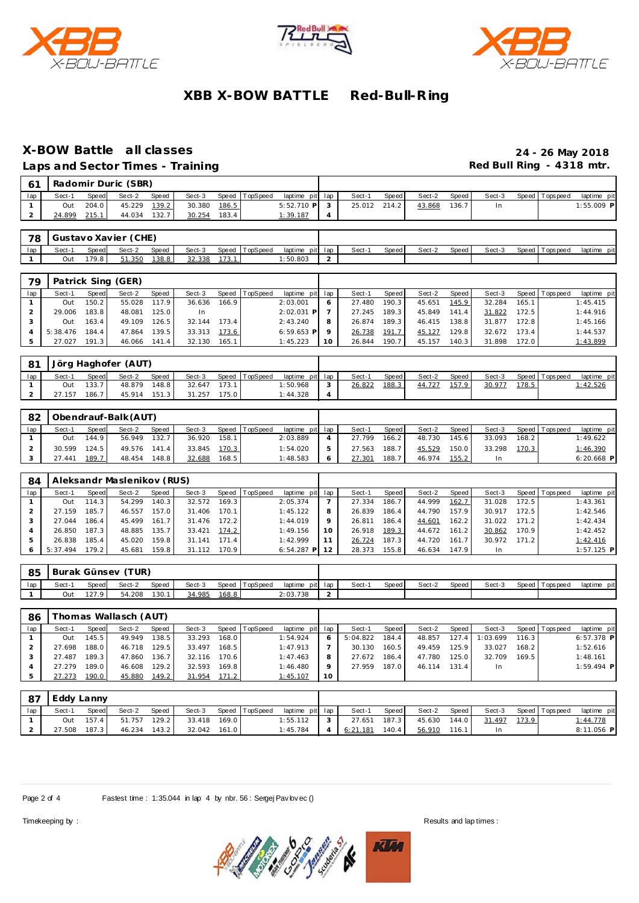# XBB X-BOW BATTLE Red-Bull-Ring

## X-BOW Battle all classes

## Laps and Sector Times - Training

**24 - 26 May 2018**

**Red Bull Ring - 4318 mtr.**

### 61 Radomir Duric (SBR)

| lap | Sect-1 | Speed | Sect-2 | Speed | Sect-3 | Speed | TopSpeed | laptime | pit | lap | Sect-1 | Speed | Sect-2 | Speed | Sect-3 | Speed | Topspeed | laptime | pit |
|---|---|---|---|---|---|---|---|---|---|---|---|---|---|---|---|---|---|---|---|
| 1 | Out | 204.0 | 45.229 | 139.2 | 30.380 | 186.5 | | 5:52.710 | P | 3 | 25.012 | 214.2 | 43.868 | 136.7 | In | | | 1:55.009 | P |
| 2 | 24.899 | 215.1 | 44.034 | 132.7 | 30.254 | 183.4 | | 1:39.187 | | 4 | | | | | | | | | |

### 78 Gustavo Xavier (CHE)

| lap | Sect-1 | Speed | Sect-2 | Speed | Sect-3 | Speed | TopSpeed | laptime | pit | lap | Sect-1 | Speed | Sect-2 | Speed | Sect-3 | Speed | Topspeed | laptime | pit |
|---|---|---|---|---|---|---|---|---|---|---|---|---|---|---|---|---|---|---|---|
| 1 | Out | 179.8 | 51.350 | 138.8 | 32.338 | 173.1 | | 1:50.803 | | 2 | | | | | | | | | |

### 79 Patrick Sing (GER)

| lap | Sect-1 | Speed | Sect-2 | Speed | Sect-3 | Speed | TopSpeed | laptime | pit | lap | Sect-1 | Speed | Sect-2 | Speed | Sect-3 | Speed | Topspeed | laptime | pit |
|---|---|---|---|---|---|---|---|---|---|---|---|---|---|---|---|---|---|---|---|
| 1 | Out | 150.2 | 55.028 | 117.9 | 36.636 | 166.9 | | 2:03.001 | | 6 | 27.480 | 190.3 | 45.651 | 145.9 | 32.284 | 165.1 | | 1:45.415 | |
| 2 | 29.006 | 183.8 | 48.081 | 125.0 | In | | | 2:02.031 | P | 7 | 27.245 | 189.3 | 45.849 | 141.4 | 31.822 | 172.5 | | 1:44.916 | |
| 3 | Out | 163.4 | 49.109 | 126.5 | 32.144 | 173.4 | | 2:43.240 | | 8 | 26.874 | 189.3 | 46.415 | 138.8 | 31.877 | 172.8 | | 1:45.166 | |
| 4 | 5:38.476 | 184.4 | 47.864 | 139.5 | 33.313 | 173.6 | | 6:59.653 | P | 9 | 26.738 | 191.7 | 45.127 | 129.8 | 32.672 | 173.4 | | 1:44.537 | |
| 5 | 27.027 | 191.3 | 46.066 | 141.4 | 32.130 | 165.1 | | 1:45.223 | | 10 | 26.844 | 190.7 | 45.157 | 140.3 | 31.898 | 172.0 | | 1:43.899 | |

### 81 Jörg Haghofer (AUT)

| lap | Sect-1 | Speed | Sect-2 | Speed | Sect-3 | Speed | TopSpeed | laptime | pit | lap | Sect-1 | Speed | Sect-2 | Speed | Sect-3 | Speed | Topspeed | laptime | pit |
|---|---|---|---|---|---|---|---|---|---|---|---|---|---|---|---|---|---|---|---|
| 1 | Out | 133.7 | 48.879 | 148.8 | 32.647 | 173.1 | | 1:50.968 | | 3 | 26.822 | 188.3 | 44.727 | 157.9 | 30.977 | 178.5 | | 1:42.526 | |
| 2 | 27.157 | 186.7 | 45.914 | 151.3 | 31.257 | 175.0 | | 1:44.328 | | 4 | | | | | | | | | |

### 82 Obendrauf-Balk (AUT)

| lap | Sect-1 | Speed | Sect-2 | Speed | Sect-3 | Speed | TopSpeed | laptime | pit | lap | Sect-1 | Speed | Sect-2 | Speed | Sect-3 | Speed | Topspeed | laptime | pit |
|---|---|---|---|---|---|---|---|---|---|---|---|---|---|---|---|---|---|---|---|
| 1 | Out | 144.9 | 56.949 | 132.7 | 36.920 | 158.1 | | 2:03.889 | | 4 | 27.799 | 166.2 | 48.730 | 145.6 | 33.093 | 168.2 | | 1:49.622 | |
| 2 | 30.599 | 124.5 | 49.576 | 141.4 | 33.845 | 170.3 | | 1:54.020 | | 5 | 27.563 | 188.7 | 45.529 | 150.0 | 33.298 | 170.3 | | 1:46.390 | |
| 3 | 27.441 | 189.7 | 48.454 | 148.8 | 32.688 | 168.5 | | 1:48.583 | | 6 | 27.301 | 188.7 | 46.974 | 155.2 | In | | | 6:20.668 | P |

### 84 Aleksandr Maslenikov (RUS)

| lap | Sect-1 | Speed | Sect-2 | Speed | Sect-3 | Speed | TopSpeed | laptime | pit | lap | Sect-1 | Speed | Sect-2 | Speed | Sect-3 | Speed | Topspeed | laptime | pit |
|---|---|---|---|---|---|---|---|---|---|---|---|---|---|---|---|---|---|---|---|
| 1 | Out | 114.3 | 54.299 | 140.3 | 32.572 | 169.3 | | 2:05.374 | | 7 | 27.334 | 186.7 | 44.999 | 162.7 | 31.028 | 172.5 | | 1:43.361 | |
| 2 | 27.159 | 185.7 | 46.557 | 157.0 | 31.406 | 170.1 | | 1:45.122 | | 8 | 26.839 | 186.4 | 44.790 | 157.9 | 30.917 | 172.5 | | 1:42.546 | |
| 3 | 27.044 | 186.4 | 45.499 | 161.7 | 31.476 | 172.2 | | 1:44.019 | | 9 | 26.811 | 186.4 | 44.601 | 162.2 | 31.022 | 171.2 | | 1:42.434 | |
| 4 | 26.850 | 187.3 | 48.885 | 135.7 | 33.421 | 174.2 | | 1:49.156 | | 10 | 26.918 | 189.3 | 44.672 | 161.2 | 30.862 | 170.9 | | 1:42.452 | |
| 5 | 26.838 | 185.4 | 45.020 | 159.8 | 31.141 | 171.4 | | 1:42.999 | | 11 | 26.724 | 187.3 | 44.720 | 161.7 | 30.972 | 171.2 | | 1:42.416 | |
| 6 | 5:37.494 | 179.2 | 45.681 | 159.8 | 31.112 | 170.9 | | 6:54.287 | P | 12 | 28.373 | 155.8 | 46.634 | 147.9 | In | | | 1:57.125 | P |

### 85 Burak Günsev (TUR)

| lap | Sect-1 | Speed | Sect-2 | Speed | Sect-3 | Speed | TopSpeed | laptime | pit | lap | Sect-1 | Speed | Sect-2 | Speed | Sect-3 | Speed | Topspeed | laptime | pit |
|---|---|---|---|---|---|---|---|---|---|---|---|---|---|---|---|---|---|---|---|
| 1 | Out | 127.9 | 54.208 | 130.1 | 34.985 | 168.8 | | 2:03.738 | | 2 | | | | | | | | | |

### 86 Thomas Wallasch (AUT)

| lap | Sect-1 | Speed | Sect-2 | Speed | Sect-3 | Speed | TopSpeed | laptime | pit | lap | Sect-1 | Speed | Sect-2 | Speed | Sect-3 | Speed | Topspeed | laptime | pit |
|---|---|---|---|---|---|---|---|---|---|---|---|---|---|---|---|---|---|---|---|
| 1 | Out | 145.5 | 49.949 | 138.5 | 33.293 | 168.0 | | 1:54.924 | | 6 | 5:04.822 | 184.4 | 48.857 | 127.4 | 1:03.699 | 116.3 | | 6:57.378 | P |
| 2 | 27.698 | 188.0 | 46.718 | 129.5 | 33.497 | 168.5 | | 1:47.913 | | 7 | 30.130 | 160.5 | 49.459 | 125.9 | 33.027 | 168.2 | | 1:52.616 | |
| 3 | 27.487 | 189.3 | 47.860 | 136.7 | 32.116 | 170.6 | | 1:47.463 | | 8 | 27.672 | 186.4 | 47.780 | 125.0 | 32.709 | 169.5 | | 1:48.161 | |
| 4 | 27.279 | 189.0 | 46.608 | 129.2 | 32.593 | 169.8 | | 1:46.480 | | 9 | 27.959 | 187.0 | 46.114 | 131.4 | In | | | 1:59.494 | P |
| 5 | 27.273 | 190.0 | 45.880 | 149.2 | 31.954 | 171.2 | | 1:45.107 | | 10 | | | | | | | | | |

### 87 Eddy Lanny

| lap | Sect-1 | Speed | Sect-2 | Speed | Sect-3 | Speed | TopSpeed | laptime | pit | lap | Sect-1 | Speed | Sect-2 | Speed | Sect-3 | Speed | Topspeed | laptime | pit |
|---|---|---|---|---|---|---|---|---|---|---|---|---|---|---|---|---|---|---|---|
| 1 | Out | 157.4 | 51.757 | 129.2 | 33.418 | 169.0 | | 1:55.112 | | 3 | 27.651 | 187.3 | 45.630 | 144.0 | 31.497 | 173.9 | | 1:44.778 | |
| 2 | 27.508 | 187.3 | 46.234 | 143.2 | 32.042 | 161.0 | | 1:45.784 | | 4 | 6:21.181 | 140.4 | 56.910 | 116.1 | In | | | 8:11.056 | P |

Fastest time : 1:35.044 in lap 4 by nbr. 56 : Sergej Pavlovec ()

Timekeeping by :

Results and lap times :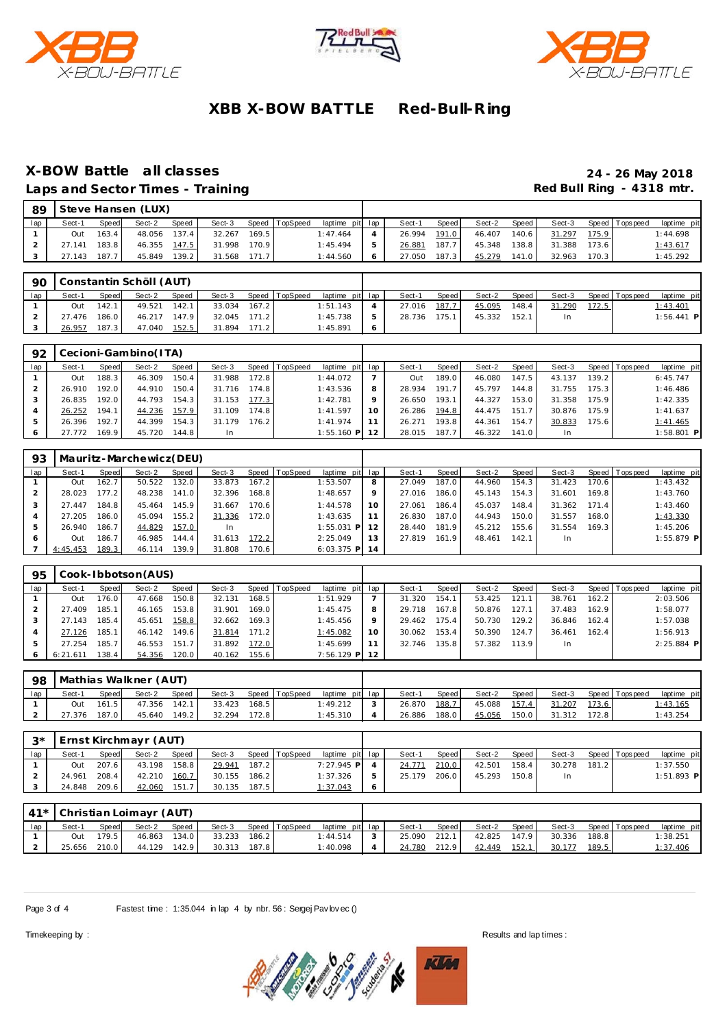# XBB X-BOW BATTLE Red-Bull-Ring

## X-BOW Battle all classes

## Laps and Sector Times - Training

**24 - 26 May 2018**
**Red Bull Ring - 4318 mtr.**

| 89 | Steve Hansen (LUX) | | | | | | | | | | | | | | | | | |
|---|---|---|---|---|---|---|---|---|---|---|---|---|---|---|---|---|---|---|
| lap | Sect-1 | Speed | Sect-2 | Speed | Sect-3 | Speed | TopSpeed | laptime pit | lap | Sect-1 | Speed | Sect-2 | Speed | Sect-3 | Speed | Topspeed | laptime pit |
| 1 | Out | 163.4 | 48.056 | 137.4 | 32.267 | 169.5 | | 1:47.464 | 4 | 26.994 | 191.0 | 46.407 | 140.6 | 31.297 | 175.9 | | 1:44.698 |
| 2 | 27.141 | 183.8 | 46.355 | 147.5 | 31.998 | 170.9 | | 1:45.494 | 5 | 26.881 | 187.7 | 45.348 | 138.8 | 31.388 | 173.6 | | 1:43.617 |
| 3 | 27.143 | 187.7 | 45.849 | 139.2 | 31.568 | 171.7 | | 1:44.560 | 6 | 27.050 | 187.3 | 45.279 | 141.0 | 32.963 | 170.3 | | 1:45.292 |

| 90 | Constantin Schöll (AUT) | | | | | | | | | | | | | | | | |
|---|---|---|---|---|---|---|---|---|---|---|---|---|---|---|---|---|---|
| lap | Sect-1 | Speed | Sect-2 | Speed | Sect-3 | Speed | TopSpeed | laptime pit | lap | Sect-1 | Speed | Sect-2 | Speed | Sect-3 | Speed | Topspeed | laptime pit |
| 1 | Out | 142.1 | 49.521 | 142.1 | 33.034 | 167.2 | | 1:51.143 | 4 | 27.016 | 187.7 | 45.095 | 148.4 | 31.290 | 172.5 | | 1:43.401 |
| 2 | 27.476 | 186.0 | 46.217 | 147.9 | 32.045 | 171.2 | | 1:45.738 | 5 | 28.736 | 175.1 | 45.332 | 152.1 | In | | | 1:56.441 P |
| 3 | 26.957 | 187.3 | 47.040 | 152.5 | 31.894 | 171.2 | | 1:45.891 | 6 | | | | | | | | |

| 92 | Cecioni-Gambino(ITA) | | | | | | | | | | | | | | | | |
|---|---|---|---|---|---|---|---|---|---|---|---|---|---|---|---|---|---|
| lap | Sect-1 | Speed | Sect-2 | Speed | Sect-3 | Speed | TopSpeed | laptime pit | lap | Sect-1 | Speed | Sect-2 | Speed | Sect-3 | Speed | Topspeed | laptime pit |
| 1 | Out | 188.3 | 46.309 | 150.4 | 31.988 | 172.8 | | 1:44.072 | 7 | Out | 189.0 | 46.080 | 147.5 | 43.137 | 139.2 | | 6:45.747 |
| 2 | 26.910 | 192.0 | 44.910 | 150.4 | 31.716 | 174.8 | | 1:43.536 | 8 | 28.934 | 191.7 | 45.797 | 144.8 | 31.755 | 175.3 | | 1:46.486 |
| 3 | 26.835 | 192.0 | 44.793 | 154.3 | 31.153 | 177.3 | | 1:42.781 | 9 | 26.650 | 193.1 | 44.327 | 153.0 | 31.358 | 175.9 | | 1:42.335 |
| 4 | 26.252 | 194.1 | 44.236 | 157.9 | 31.109 | 174.8 | | 1:41.597 | 10 | 26.286 | 194.8 | 44.475 | 151.7 | 30.876 | 175.9 | | 1:41.637 |
| 5 | 26.396 | 192.7 | 44.399 | 154.3 | 31.179 | 176.2 | | 1:41.974 | 11 | 26.271 | 193.8 | 44.361 | 154.7 | 30.833 | 175.6 | | 1:41.465 |
| 6 | 27.772 | 169.9 | 45.720 | 144.8 | In | | | 1:55.160 P | 12 | 28.015 | 187.7 | 46.322 | 141.0 | In | | | 1:58.801 P |

| 93 | Mauritz-Marchewicz(DEU) | | | | | | | | | | | | | | | | |
|---|---|---|---|---|---|---|---|---|---|---|---|---|---|---|---|---|---|
| lap | Sect-1 | Speed | Sect-2 | Speed | Sect-3 | Speed | TopSpeed | laptime pit | lap | Sect-1 | Speed | Sect-2 | Speed | Sect-3 | Speed | Topspeed | laptime pit |
| 1 | Out | 162.7 | 50.522 | 132.0 | 33.873 | 167.2 | | 1:53.507 | 8 | 27.049 | 187.0 | 44.960 | 154.3 | 31.423 | 170.6 | | 1:43.432 |
| 2 | 28.023 | 177.2 | 48.238 | 141.0 | 32.396 | 168.8 | | 1:48.657 | 9 | 27.016 | 186.0 | 45.143 | 154.3 | 31.601 | 169.8 | | 1:43.760 |
| 3 | 27.447 | 184.8 | 45.464 | 145.9 | 31.667 | 170.6 | | 1:44.578 | 10 | 27.061 | 186.4 | 45.037 | 148.4 | 31.362 | 171.4 | | 1:43.460 |
| 4 | 27.205 | 186.0 | 45.094 | 155.2 | 31.336 | 172.0 | | 1:43.635 | 11 | 26.830 | 187.0 | 44.943 | 150.0 | 31.557 | 168.0 | | 1:43.330 |
| 5 | 26.940 | 186.7 | 44.829 | 157.0 | In | | | 1:55.031 P | 12 | 28.440 | 181.9 | 45.212 | 155.6 | 31.554 | 169.3 | | 1:45.206 |
| 6 | Out | 186.7 | 46.985 | 144.4 | 31.613 | 172.2 | | 2:25.049 | 13 | 27.819 | 161.9 | 48.461 | 142.1 | In | | | 1:55.879 P |
| 7 | 4:45.453 | 189.3 | 46.114 | 139.9 | 31.808 | 170.6 | | 6:03.375 P | 14 | | | | | | | | |

| 95 | Cook-Ibbotson(AUS) | | | | | | | | | | | | | | | | |
|---|---|---|---|---|---|---|---|---|---|---|---|---|---|---|---|---|---|
| lap | Sect-1 | Speed | Sect-2 | Speed | Sect-3 | Speed | TopSpeed | laptime pit | lap | Sect-1 | Speed | Sect-2 | Speed | Sect-3 | Speed | Topspeed | laptime pit |
| 1 | Out | 176.0 | 47.668 | 150.8 | 32.131 | 168.5 | | 1:51.929 | 7 | 31.320 | 154.1 | 53.425 | 121.1 | 38.761 | 162.2 | | 2:03.506 |
| 2 | 27.409 | 185.1 | 46.165 | 153.8 | 31.901 | 169.0 | | 1:45.475 | 8 | 29.718 | 167.8 | 50.876 | 127.1 | 37.483 | 162.9 | | 1:58.077 |
| 3 | 27.143 | 185.4 | 45.651 | 158.8 | 32.662 | 169.3 | | 1:45.456 | 9 | 29.462 | 175.4 | 50.730 | 129.2 | 36.846 | 162.4 | | 1:57.038 |
| 4 | 27.126 | 185.1 | 46.142 | 149.6 | 31.814 | 171.2 | | 1:45.082 | 10 | 30.062 | 153.4 | 50.390 | 124.7 | 36.461 | 162.4 | | 1:56.913 |
| 5 | 27.254 | 185.7 | 46.553 | 151.7 | 31.892 | 172.0 | | 1:45.699 | 11 | 32.746 | 135.8 | 57.382 | 113.9 | In | | | 2:25.884 P |
| 6 | 6:21.611 | 138.4 | 54.356 | 120.0 | 40.162 | 155.6 | | 7:56.129 P | 12 | | | | | | | | |

| 98 | Mathias Walkner (AUT) | | | | | | | | | | | | | | | | |
|---|---|---|---|---|---|---|---|---|---|---|---|---|---|---|---|---|---|
| lap | Sect-1 | Speed | Sect-2 | Speed | Sect-3 | Speed | TopSpeed | laptime pit | lap | Sect-1 | Speed | Sect-2 | Speed | Sect-3 | Speed | Topspeed | laptime pit |
| 1 | Out | 161.5 | 47.356 | 142.1 | 33.423 | 168.5 | | 1:49.212 | 3 | 26.870 | 188.7 | 45.088 | 157.4 | 31.207 | 173.6 | | 1:43.165 |
| 2 | 27.376 | 187.0 | 45.640 | 149.2 | 32.294 | 172.8 | | 1:45.310 | 4 | 26.886 | 188.0 | 45.056 | 150.0 | 31.312 | 172.8 | | 1:43.254 |

| 3* | Ernst Kirchmayr (AUT) | | | | | | | | | | | | | | | | |
|---|---|---|---|---|---|---|---|---|---|---|---|---|---|---|---|---|---|
| lap | Sect-1 | Speed | Sect-2 | Speed | Sect-3 | Speed | TopSpeed | laptime pit | lap | Sect-1 | Speed | Sect-2 | Speed | Sect-3 | Speed | Topspeed | laptime pit |
| 1 | Out | 207.6 | 43.198 | 158.8 | 29.941 | 187.2 | | 7:27.945 P | 4 | 24.771 | 210.0 | 42.501 | 158.4 | 30.278 | 181.2 | | 1:37.550 |
| 2 | 24.961 | 208.4 | 42.210 | 160.7 | 30.155 | 186.2 | | 1:37.326 | 5 | 25.179 | 206.0 | 45.293 | 150.8 | In | | | 1:51.893 P |
| 3 | 24.848 | 209.6 | 42.060 | 151.7 | 30.135 | 187.5 | | 1:37.043 | 6 | | | | | | | | |

| 41* | Christian Loimayr (AUT) | | | | | | | | | | | | | | | | |
|---|---|---|---|---|---|---|---|---|---|---|---|---|---|---|---|---|---|
| lap | Sect-1 | Speed | Sect-2 | Speed | Sect-3 | Speed | TopSpeed | laptime pit | lap | Sect-1 | Speed | Sect-2 | Speed | Sect-3 | Speed | Topspeed | laptime pit |
| 1 | Out | 179.5 | 46.863 | 134.0 | 33.233 | 186.2 | | 1:44.514 | 3 | 25.090 | 212.1 | 42.825 | 147.9 | 30.336 | 188.8 | | 1:38.251 |
| 2 | 25.656 | 210.0 | 44.129 | 142.9 | 30.313 | 187.8 | | 1:40.098 | 4 | 24.780 | 212.9 | 42.449 | 152.1 | 30.177 | 189.5 | | 1:37.406 |

Fastest time : 1:35.044 in lap 4 by nbr. 56 : Sergej Pavlovec ()

Timekeeping by : Results and lap times :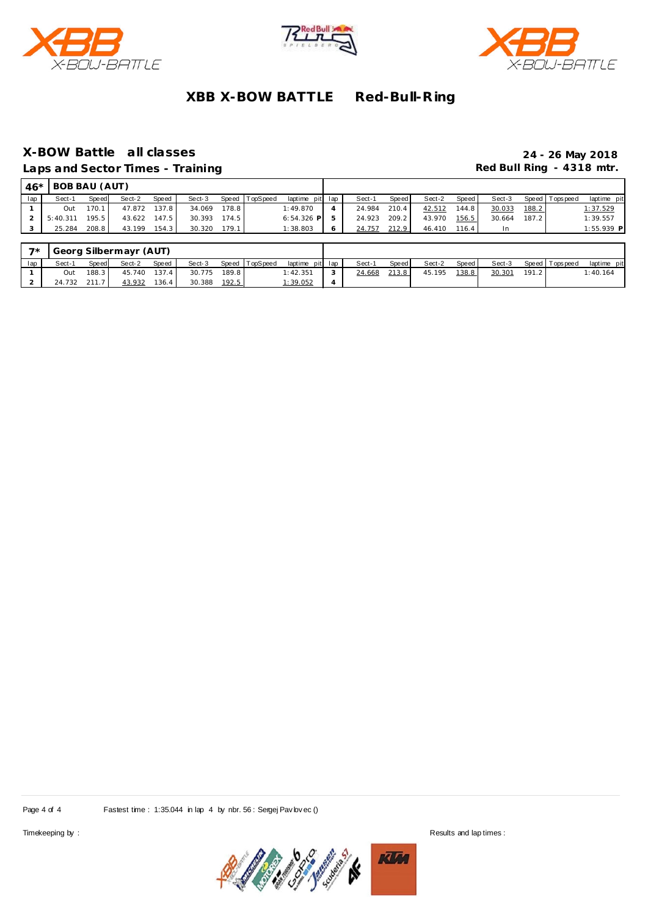# XBB X-BOW BATTLE Red-Bull-Ring

## X-BOW Battle all classes

### Laps and Sector Times - Training

**24 - 26 May 2018**
**Red Bull Ring - 4318 mtr.**

| 46* | BOB BAU (AUT) | | | | | | | | | | | | | | | | | |
|---|---|---|---|---|---|---|---|---|---|---|---|---|---|---|---|---|---|---|
| lap | Sect-1 | Speed | Sect-2 | Speed | Sect-3 | Speed | TopSpeed | laptime pit | lap | Sect-1 | Speed | Sect-2 | Speed | Sect-3 | Speed | Topspeed | laptime pit |
| 1 | Out | 170.1 | 47.872 | 137.8 | 34.069 | 178.8 | | 1:49.870 | 4 | 24.984 | 210.4 | 42.512 | 144.8 | 30.033 | 188.2 | | 1:37.529 |
| 2 | 5:40.311 | 195.5 | 43.622 | 147.5 | 30.393 | 174.5 | | 6:54.326 P | 5 | 24.923 | 209.2 | 43.970 | 156.5 | 30.664 | 187.2 | | 1:39.557 |
| 3 | 25.284 | 208.8 | 43.199 | 154.3 | 30.320 | 179.1 | | 1:38.803 | 6 | 24.757 | 212.9 | 46.410 | 116.4 | In | | | 1:55.939 P |

| 7* | Georg Silbermayr (AUT) | | | | | | | | | | | | | | | | |
|---|---|---|---|---|---|---|---|---|---|---|---|---|---|---|---|---|---|
| lap | Sect-1 | Speed | Sect-2 | Speed | Sect-3 | Speed | TopSpeed | laptime pit | lap | Sect-1 | Speed | Sect-2 | Speed | Sect-3 | Speed | Topspeed | laptime pit |
| 1 | Out | 188.3 | 45.740 | 137.4 | 30.775 | 189.8 | | 1:42.351 | 3 | 24.668 | 213.8 | 45.195 | 138.8 | 30.301 | 191.2 | | 1:40.164 |
| 2 | 24.732 | 211.7 | 43.932 | 136.4 | 30.388 | 192.5 | | 1:39.052 | 4 | | | | | | | | |

Fastest time : 1:35.044 in lap 4 by nbr. 56 : Sergej Pavlovec ()

Timekeeping by :

Results and lap times :